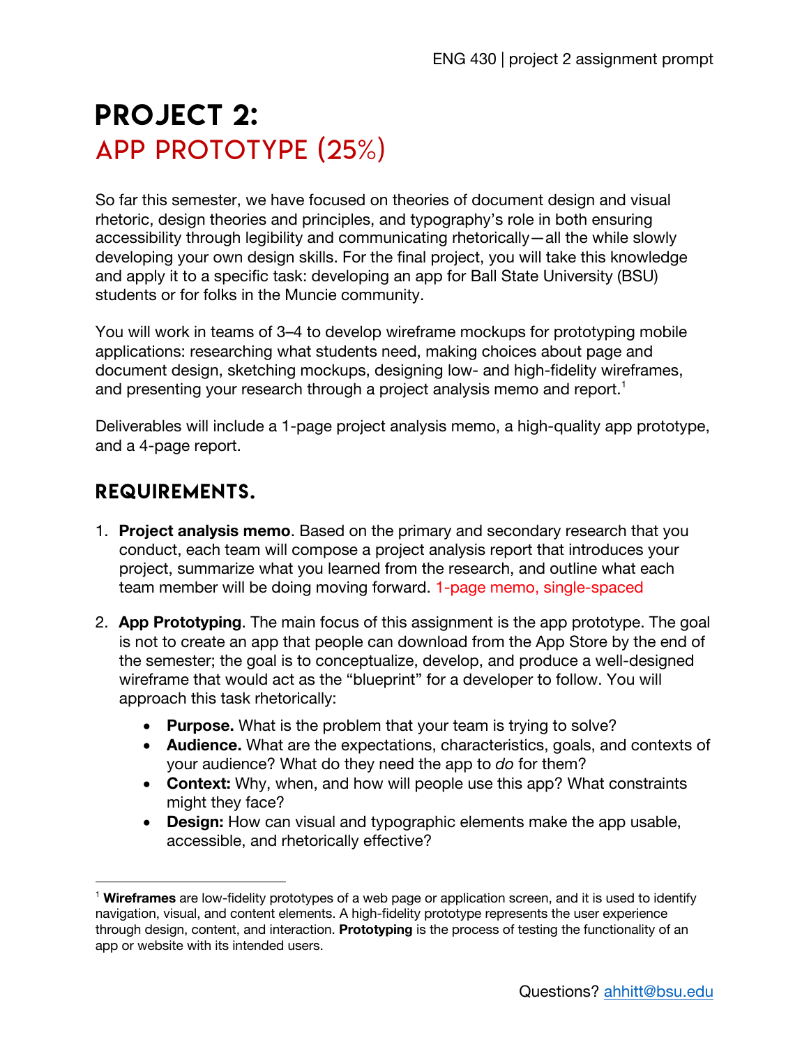# PROJECT 2:
## APP PROTOTYPE (25%)

So far this semester, we have focused on theories of document design and visual rhetoric, design theories and principles, and typography's role in both ensuring accessibility through legibility and communicating rhetorically—all the while slowly developing your own design skills. For the final project, you will take this knowledge and apply it to a specific task: developing an app for Ball State University (BSU) students or for folks in the Muncie community.

You will work in teams of 3–4 to develop wireframe mockups for prototyping mobile applications: researching what students need, making choices about page and document design, sketching mockups, designing low- and high-fidelity wireframes, and presenting your research through a project analysis memo and report.[1]

Deliverables will include a 1-page project analysis memo, a high-quality app prototype, and a 4-page report.

## REQUIREMENTS.

1. **Project analysis memo**. Based on the primary and secondary research that you conduct, each team will compose a project analysis report that introduces your project, summarize what you learned from the research, and outline what each team member will be doing moving forward. 1-page memo, single-spaced

2. **App Prototyping**. The main focus of this assignment is the app prototype. The goal is not to create an app that people can download from the App Store by the end of the semester; the goal is to conceptualize, develop, and produce a well-designed wireframe that would act as the "blueprint" for a developer to follow. You will approach this task rhetorically:
   - **Purpose.** What is the problem that your team is trying to solve?
   - **Audience.** What are the expectations, characteristics, goals, and contexts of your audience? What do they need the app to *do* for them?
   - **Context:** Why, when, and how will people use this app? What constraints might they face?
   - **Design:** How can visual and typographic elements make the app usable, accessible, and rhetorically effective?

[1] **Wireframes** are low-fidelity prototypes of a web page or application screen, and it is used to identify navigation, visual, and content elements. A high-fidelity prototype represents the user experience through design, content, and interaction. **Prototyping** is the process of testing the functionality of an app or website with its intended users.

Questions? ahhitt@bsu.edu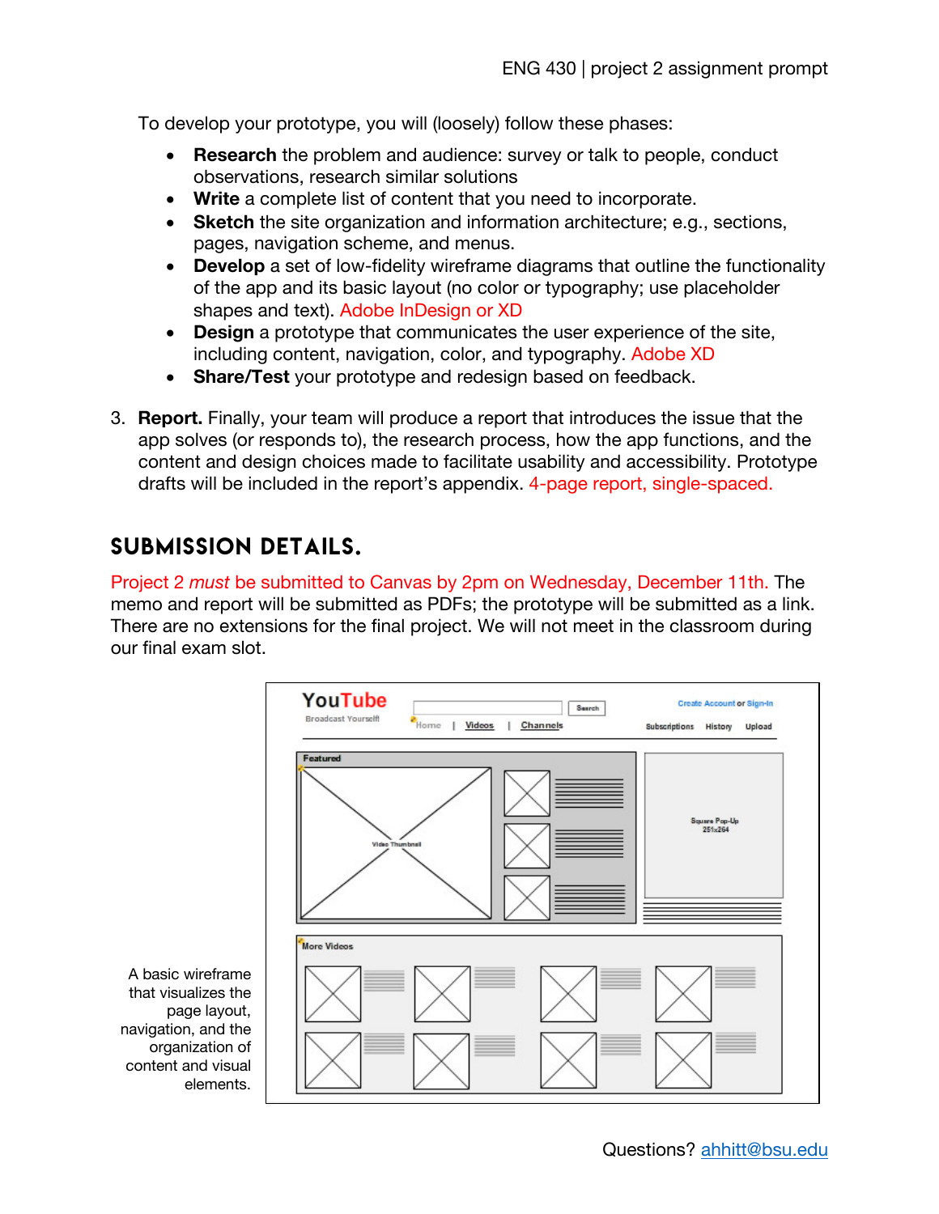To develop your prototype, you will (loosely) follow these phases:

- **Research** the problem and audience: survey or talk to people, conduct observations, research similar solutions
- **Write** a complete list of content that you need to incorporate.
- **Sketch** the site organization and information architecture; e.g., sections, pages, navigation scheme, and menus.
- **Develop** a set of low-fidelity wireframe diagrams that outline the functionality of the app and its basic layout (no color or typography; use placeholder shapes and text). Adobe InDesign or XD
- **Design** a prototype that communicates the user experience of the site, including content, navigation, color, and typography. Adobe XD
- **Share/Test** your prototype and redesign based on feedback.

3. **Report.** Finally, your team will produce a report that introduces the issue that the app solves (or responds to), the research process, how the app functions, and the content and design choices made to facilitate usability and accessibility. Prototype drafts will be included in the report's appendix. 4-page report, single-spaced.

## SUBMISSION DETAILS.

Project 2 *must* be submitted to Canvas by 2pm on Wednesday, December 11th. The memo and report will be submitted as PDFs; the prototype will be submitted as a link. There are no extensions for the final project. We will not meet in the classroom during our final exam slot.

A basic wireframe that visualizes the page layout, navigation, and the organization of content and visual elements.

Questions? ahhitt@bsu.edu